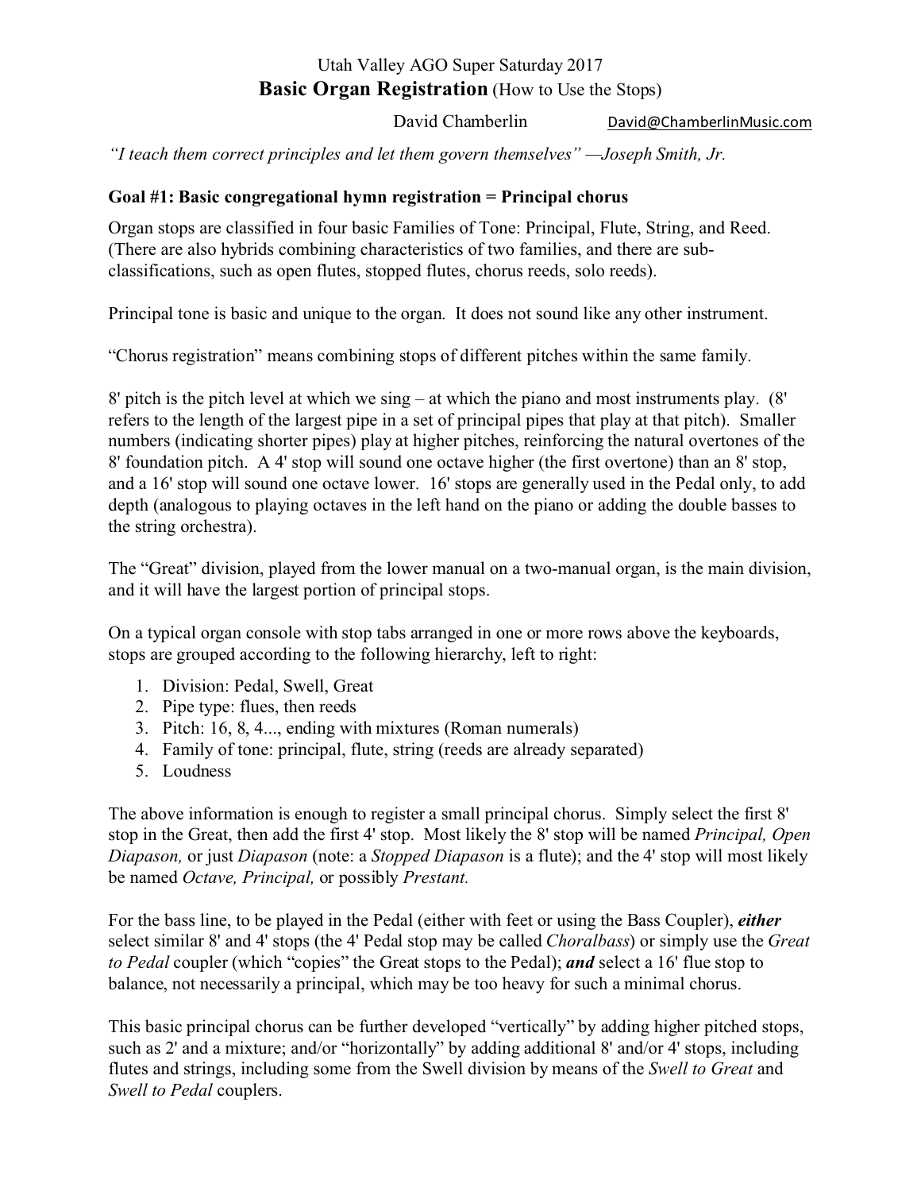Utah Valley AGO Super Saturday 2017

# **Basic Organ Registration** (How to Use the Stops)

David Chamberlin David@ChamberlinMusic.com

*"I teach them correct principles and let them govern themselves" —Joseph Smith, Jr.*

### **Goal #1: Basic congregational hymn registration = Principal chorus**

Organ stops are classified in four basic Families of Tone: Principal, Flute, String, and Reed. (There are also hybrids combining characteristics of two families, and there are sub-classifications, such as open flutes, stopped flutes, chorus reeds, solo reeds).

Principal tone is basic and unique to the organ. It does not sound like any other instrument.

"Chorus registration" means combining stops of different pitches within the same family.

8' pitch is the pitch level at which we sing – at which the piano and most instruments play. (8' refers to the length of the largest pipe in a set of principal pipes that play at that pitch). Smaller numbers (indicating shorter pipes) play at higher pitches, reinforcing the natural overtones of the 8' foundation pitch. A 4' stop will sound one octave higher (the first overtone) than an 8' stop, and a 16' stop will sound one octave lower. 16' stops are generally used in the Pedal only, to add depth (analogous to playing octaves in the left hand on the piano or adding the double basses to the string orchestra).

The "Great" division, played from the lower manual on a two-manual organ, is the main division, and it will have the largest portion of principal stops.

On a typical organ console with stop tabs arranged in one or more rows above the keyboards, stops are grouped according to the following hierarchy, left to right:

1. Division: Pedal, Swell, Great
2. Pipe type: flues, then reeds
3. Pitch: 16, 8, 4..., ending with mixtures (Roman numerals)
4. Family of tone: principal, flute, string (reeds are already separated)
5. Loudness

The above information is enough to register a small principal chorus. Simply select the first 8' stop in the Great, then add the first 4' stop. Most likely the 8' stop will be named *Principal, Open Diapason,* or just *Diapason* (note: a *Stopped Diapason* is a flute); and the 4' stop will most likely be named *Octave, Principal,* or possibly *Prestant.*

For the bass line, to be played in the Pedal (either with feet or using the Bass Coupler), ***either*** select similar 8' and 4' stops (the 4' Pedal stop may be called *Choralbass*) or simply use the *Great to Pedal* coupler (which "copies" the Great stops to the Pedal); ***and*** select a 16' flue stop to balance, not necessarily a principal, which may be too heavy for such a minimal chorus.

This basic principal chorus can be further developed "vertically" by adding higher pitched stops, such as 2' and a mixture; and/or "horizontally" by adding additional 8' and/or 4' stops, including flutes and strings, including some from the Swell division by means of the *Swell to Great* and *Swell to Pedal* couplers.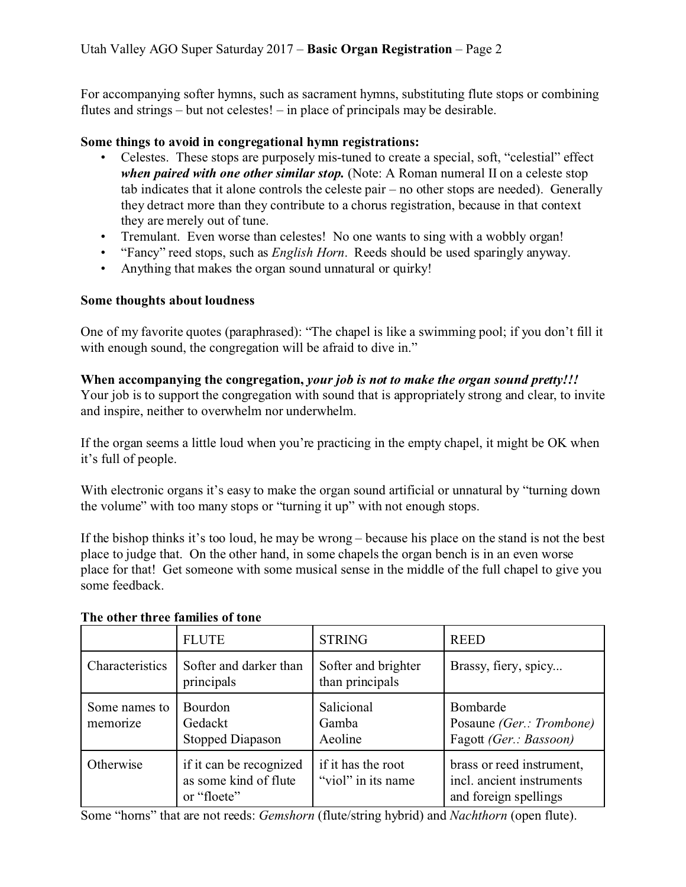For accompanying softer hymns, such as sacrament hymns, substituting flute stops or combining flutes and strings – but not celestes! – in place of principals may be desirable.

**Some things to avoid in congregational hymn registrations:**

- Celestes. These stops are purposely mis-tuned to create a special, soft, "celestial" effect ***when paired with one other similar stop.*** (Note: A Roman numeral II on a celeste stop tab indicates that it alone controls the celeste pair – no other stops are needed). Generally they detract more than they contribute to a chorus registration, because in that context they are merely out of tune.
- Tremulant. Even worse than celestes! No one wants to sing with a wobbly organ!
- "Fancy" reed stops, such as *English Horn*. Reeds should be used sparingly anyway.
- Anything that makes the organ sound unnatural or quirky!

**Some thoughts about loudness**

One of my favorite quotes (paraphrased): "The chapel is like a swimming pool; if you don't fill it with enough sound, the congregation will be afraid to dive in."

**When accompanying the congregation, *your job is not to make the organ sound pretty!!!*** Your job is to support the congregation with sound that is appropriately strong and clear, to invite and inspire, neither to overwhelm nor underwhelm.

If the organ seems a little loud when you're practicing in the empty chapel, it might be OK when it's full of people.

With electronic organs it's easy to make the organ sound artificial or unnatural by "turning down the volume" with too many stops or "turning it up" with not enough stops.

If the bishop thinks it's too loud, he may be wrong – because his place on the stand is not the best place to judge that. On the other hand, in some chapels the organ bench is in an even worse place for that! Get someone with some musical sense in the middle of the full chapel to give you some feedback.

**The other three families of tone**

| | FLUTE | STRING | REED |
|---|---|---|---|
| Characteristics | Softer and darker than principals | Softer and brighter than principals | Brassy, fiery, spicy... |
| Some names to memorize | Bourdon<br>Gedackt<br>Stopped Diapason | Salicional<br>Gamba<br>Aeoline | Bombarde<br>Posaune *(Ger.: Trombone)*<br>Fagott *(Ger.: Bassoon)* |
| Otherwise | if it can be recognized as some kind of flute or "floete" | if it has the root "viol" in its name | brass or reed instrument, incl. ancient instruments and foreign spellings |

Some "horns" that are not reeds: *Gemshorn* (flute/string hybrid) and *Nachthorn* (open flute).